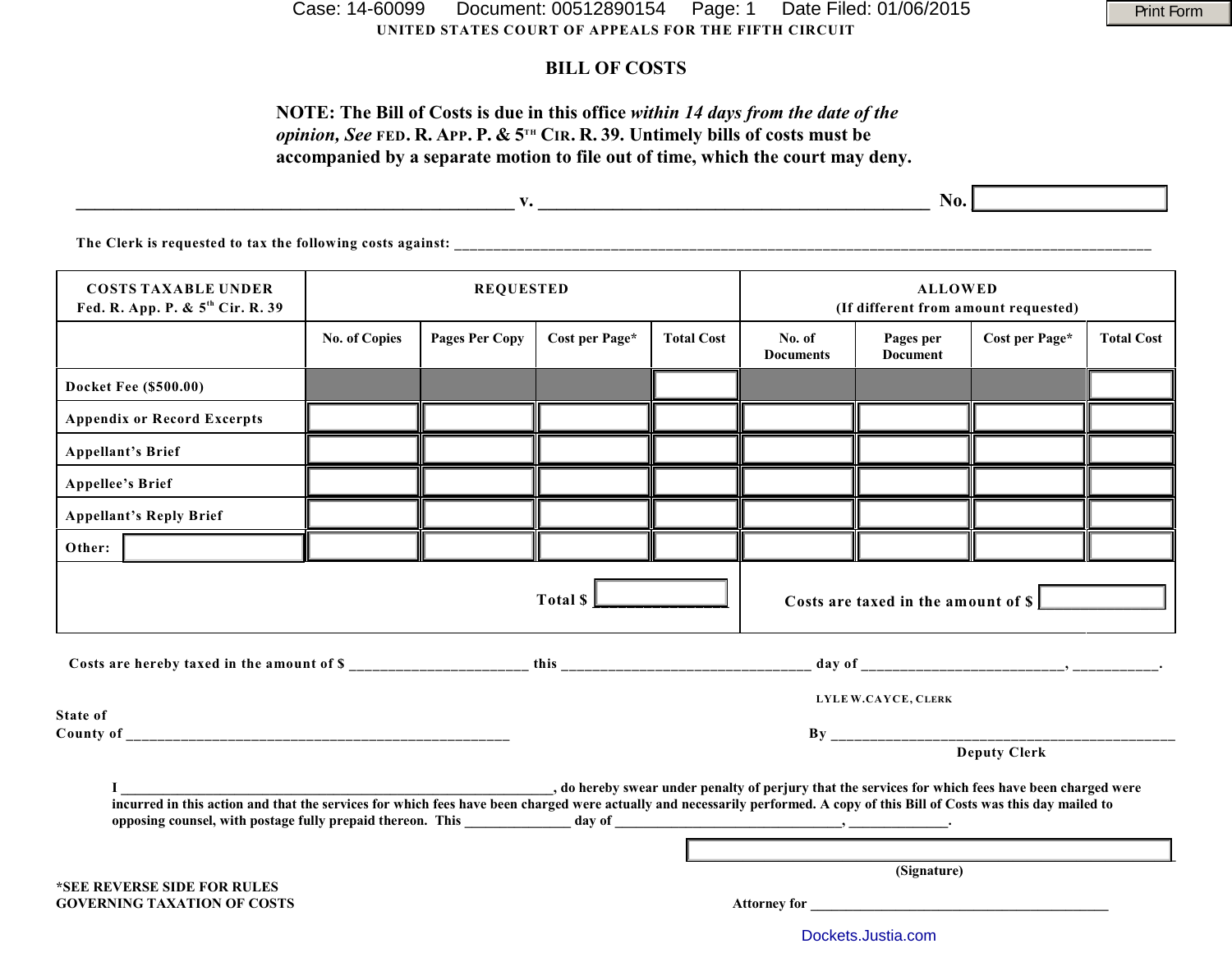UNITED STATES COURT OF APPEALS FOR THE FIFTH CIRCUIT

# BILL OF COSTS

**NOTE: The Bill of Costs is due in this office *within 14 days from the date of the opinion, See* FED. R. APP. P. & 5TH CIR. R. 39. Untimely bills of costs must be accompanied by a separate motion to file out of time, which the court may deny.**

_______________________________________________ v. ________________________________________ **No.** __________

The Clerk is requested to tax the following costs against: ____________________________________________________________

| COSTS TAXABLE UNDER Fed. R. App. P. & 5th Cir. R. 39 | REQUESTED | | | | ALLOWED (If different from amount requested) | | | |
|---|---|---|---|---|---|---|---|---|
| | No. of Copies | Pages Per Copy | Cost per Page* | Total Cost | No. of Documents | Pages per Document | Cost per Page* | Total Cost |
| Docket Fee ($500.00) | | | | | | | | |
| Appendix or Record Excerpts | | | | | | | | |
| Appellant's Brief | | | | | | | | |
| Appellee's Brief | | | | | | | | |
| Appellant's Reply Brief | | | | | | | | |
| Other: | | | | | | | | |
| | | | Total $ | | Costs are taxed in the amount of $ | | | |

Costs are hereby taxed in the amount of $ _____________________ this ______________________________ day of ________________________, __________.

LYLE W. CAYCE, CLERK

State of

County of _____________________________________________

By ____________________________________________

Deputy Clerk

I ____________________________________________________________, do hereby swear under penalty of perjury that the services for which fees have been charged were incurred in this action and that the services for which fees have been charged were actually and necessarily performed. A copy of this Bill of Costs was this day mailed to opposing counsel, with postage fully prepaid thereon. This _____________ day of ______________________________, ____________.

(Signature)

*SEE REVERSE SIDE FOR RULES GOVERNING TAXATION OF COSTS

Attorney for ________________________________________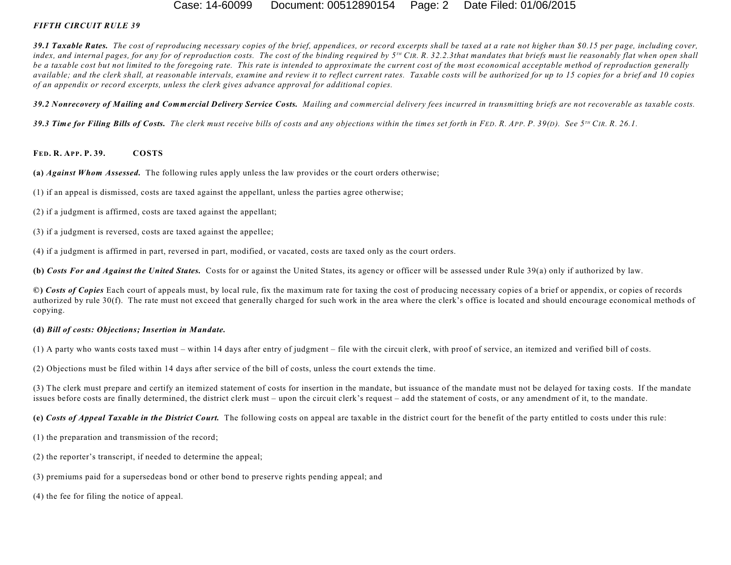***FIFTH CIRCUIT RULE 39***

***39.1 Taxable Rates.*** *The cost of reproducing necessary copies of the brief, appendices, or record excerpts shall be taxed at a rate not higher than $0.15 per page, including cover, index, and internal pages, for any for of reproduction costs. The cost of the binding required by 5TH CIR. R. 32.2.3that mandates that briefs must lie reasonably flat when open shall be a taxable cost but not limited to the foregoing rate. This rate is intended to approximate the current cost of the most economical acceptable method of reproduction generally available; and the clerk shall, at reasonable intervals, examine and review it to reflect current rates. Taxable costs will be authorized for up to 15 copies for a brief and 10 copies of an appendix or record excerpts, unless the clerk gives advance approval for additional copies.*

***39.2 Nonrecovery of Mailing and Commercial Delivery Service Costs.*** *Mailing and commercial delivery fees incurred in transmitting briefs are not recoverable as taxable costs.*

***39.3 Time for Filing Bills of Costs.*** *The clerk must receive bills of costs and any objections within the times set forth in FED. R. APP. P. 39(D). See 5TH CIR. R. 26.1.*

**FED. R. APP. P. 39. COSTS**

**(a)** ***Against Whom Assessed.*** The following rules apply unless the law provides or the court orders otherwise;

(1) if an appeal is dismissed, costs are taxed against the appellant, unless the parties agree otherwise;

(2) if a judgment is affirmed, costs are taxed against the appellant;

(3) if a judgment is reversed, costs are taxed against the appellee;

(4) if a judgment is affirmed in part, reversed in part, modified, or vacated, costs are taxed only as the court orders.

**(b)** ***Costs For and Against the United States.*** Costs for or against the United States, its agency or officer will be assessed under Rule 39(a) only if authorized by law.

**©)** ***Costs of Copies*** Each court of appeals must, by local rule, fix the maximum rate for taxing the cost of producing necessary copies of a brief or appendix, or copies of records authorized by rule 30(f). The rate must not exceed that generally charged for such work in the area where the clerk's office is located and should encourage economical methods of copying.

**(d)** ***Bill of costs: Objections; Insertion in Mandate.***

(1) A party who wants costs taxed must – within 14 days after entry of judgment – file with the circuit clerk, with proof of service, an itemized and verified bill of costs.

(2) Objections must be filed within 14 days after service of the bill of costs, unless the court extends the time.

(3) The clerk must prepare and certify an itemized statement of costs for insertion in the mandate, but issuance of the mandate must not be delayed for taxing costs. If the mandate issues before costs are finally determined, the district clerk must – upon the circuit clerk's request – add the statement of costs, or any amendment of it, to the mandate.

**(e)** ***Costs of Appeal Taxable in the District Court.*** The following costs on appeal are taxable in the district court for the benefit of the party entitled to costs under this rule:

(1) the preparation and transmission of the record;

(2) the reporter's transcript, if needed to determine the appeal;

(3) premiums paid for a supersedeas bond or other bond to preserve rights pending appeal; and

(4) the fee for filing the notice of appeal.